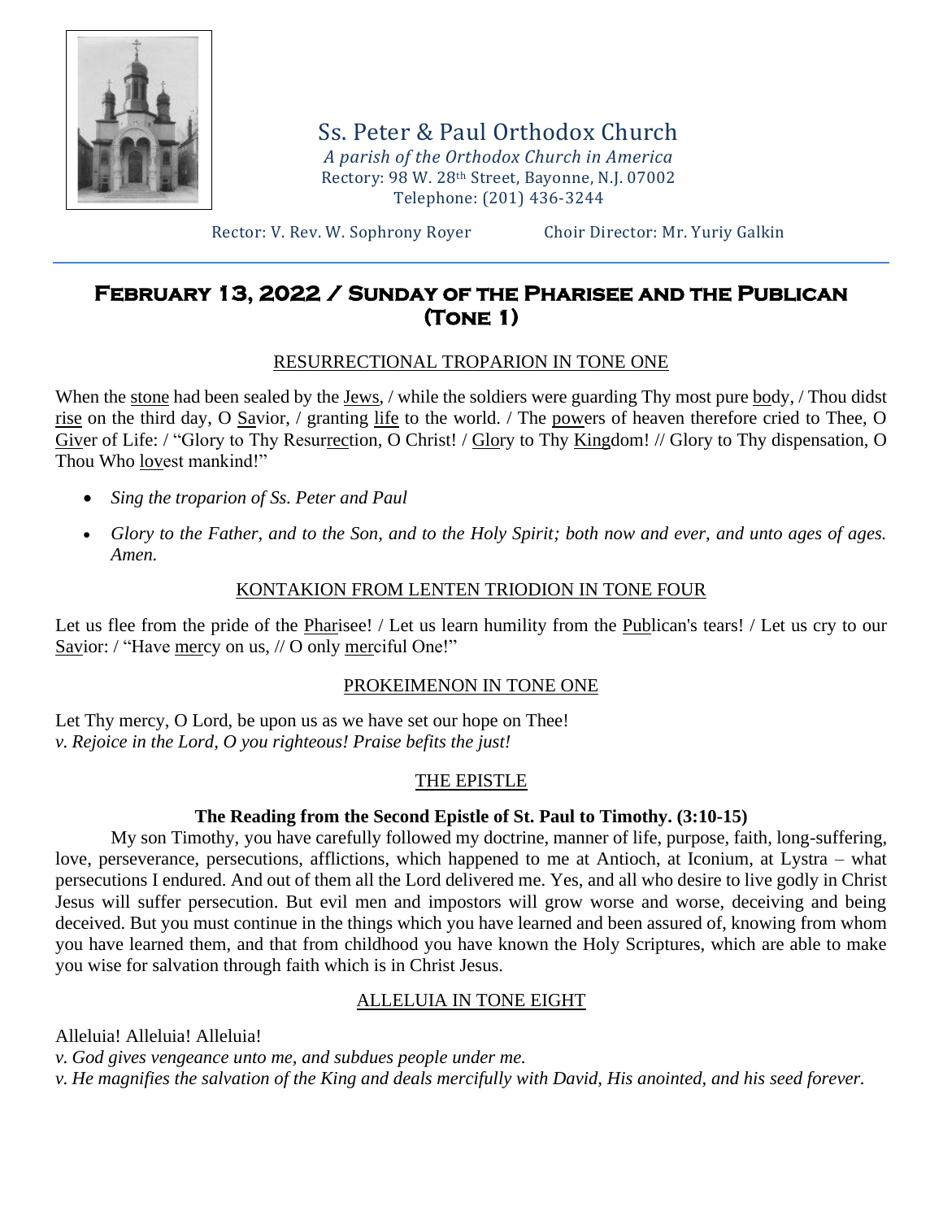# Ss. Peter & Paul Orthodox Church

*A parish of the Orthodox Church in America*
Rectory: 98 W. 28th Street, Bayonne, N.J. 07002
Telephone: (201) 436-3244

Rector: V. Rev. W. Sophrony Royer Choir Director: Mr. Yuriy Galkin

## February 13, 2022 / Sunday of the Pharisee and the Publican (Tone 1)

### RESURRECTIONAL TROPARION IN TONE ONE

When the stone had been sealed by the Jews, / while the soldiers were guarding Thy most pure body, / Thou didst rise on the third day, O Savior, / granting life to the world. / The powers of heaven therefore cried to Thee, O Giver of Life: / "Glory to Thy Resurrection, O Christ! / Glory to Thy Kingdom! // Glory to Thy dispensation, O Thou Who lovest mankind!"

- *Sing the troparion of Ss. Peter and Paul*
- *Glory to the Father, and to the Son, and to the Holy Spirit; both now and ever, and unto ages of ages. Amen.*

### KONTAKION FROM LENTEN TRIODION IN TONE FOUR

Let us flee from the pride of the Pharisee! / Let us learn humility from the Publican's tears! / Let us cry to our Savior: / "Have mercy on us, // O only merciful One!"

### PROKEIMENON IN TONE ONE

Let Thy mercy, O Lord, be upon us as we have set our hope on Thee!
*v. Rejoice in the Lord, O you righteous! Praise befits the just!*

### THE EPISTLE

**The Reading from the Second Epistle of St. Paul to Timothy. (3:10-15)**

My son Timothy, you have carefully followed my doctrine, manner of life, purpose, faith, long-suffering, love, perseverance, persecutions, afflictions, which happened to me at Antioch, at Iconium, at Lystra – what persecutions I endured. And out of them all the Lord delivered me. Yes, and all who desire to live godly in Christ Jesus will suffer persecution. But evil men and impostors will grow worse and worse, deceiving and being deceived. But you must continue in the things which you have learned and been assured of, knowing from whom you have learned them, and that from childhood you have known the Holy Scriptures, which are able to make you wise for salvation through faith which is in Christ Jesus.

### ALLELUIA IN TONE EIGHT

Alleluia! Alleluia! Alleluia!
*v. God gives vengeance unto me, and subdues people under me.*
*v. He magnifies the salvation of the King and deals mercifully with David, His anointed, and his seed forever.*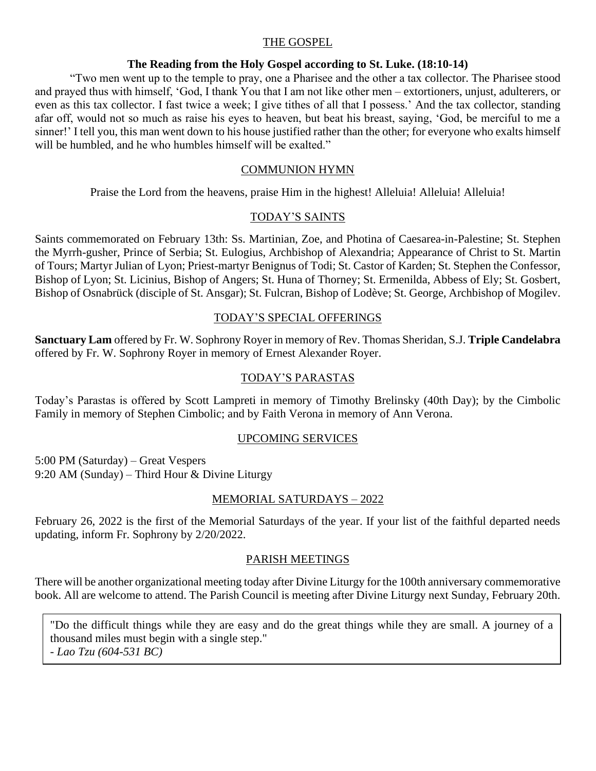## THE GOSPEL

**The Reading from the Holy Gospel according to St. Luke. (18:10-14)**

"Two men went up to the temple to pray, one a Pharisee and the other a tax collector. The Pharisee stood and prayed thus with himself, 'God, I thank You that I am not like other men – extortioners, unjust, adulterers, or even as this tax collector. I fast twice a week; I give tithes of all that I possess.' And the tax collector, standing afar off, would not so much as raise his eyes to heaven, but beat his breast, saying, 'God, be merciful to me a sinner!' I tell you, this man went down to his house justified rather than the other; for everyone who exalts himself will be humbled, and he who humbles himself will be exalted."

## COMMUNION HYMN

Praise the Lord from the heavens, praise Him in the highest! Alleluia! Alleluia! Alleluia!

## TODAY'S SAINTS

Saints commemorated on February 13th: Ss. Martinian, Zoe, and Photina of Caesarea-in-Palestine; St. Stephen the Myrrh-gusher, Prince of Serbia; St. Eulogius, Archbishop of Alexandria; Appearance of Christ to St. Martin of Tours; Martyr Julian of Lyon; Priest-martyr Benignus of Todi; St. Castor of Karden; St. Stephen the Confessor, Bishop of Lyon; St. Licinius, Bishop of Angers; St. Huna of Thorney; St. Ermenilda, Abbess of Ely; St. Gosbert, Bishop of Osnabrück (disciple of St. Ansgar); St. Fulcran, Bishop of Lodève; St. George, Archbishop of Mogilev.

## TODAY'S SPECIAL OFFERINGS

**Sanctuary Lam** offered by Fr. W. Sophrony Royer in memory of Rev. Thomas Sheridan, S.J. **Triple Candelabra** offered by Fr. W. Sophrony Royer in memory of Ernest Alexander Royer.

## TODAY'S PARASTAS

Today's Parastas is offered by Scott Lampreti in memory of Timothy Brelinsky (40th Day); by the Cimbolic Family in memory of Stephen Cimbolic; and by Faith Verona in memory of Ann Verona.

## UPCOMING SERVICES

5:00 PM (Saturday) – Great Vespers
9:20 AM (Sunday) – Third Hour & Divine Liturgy

## MEMORIAL SATURDAYS – 2022

February 26, 2022 is the first of the Memorial Saturdays of the year. If your list of the faithful departed needs updating, inform Fr. Sophrony by 2/20/2022.

## PARISH MEETINGS

There will be another organizational meeting today after Divine Liturgy for the 100th anniversary commemorative book. All are welcome to attend. The Parish Council is meeting after Divine Liturgy next Sunday, February 20th.

"Do the difficult things while they are easy and do the great things while they are small. A journey of a thousand miles must begin with a single step."
*- Lao Tzu (604-531 BC)*